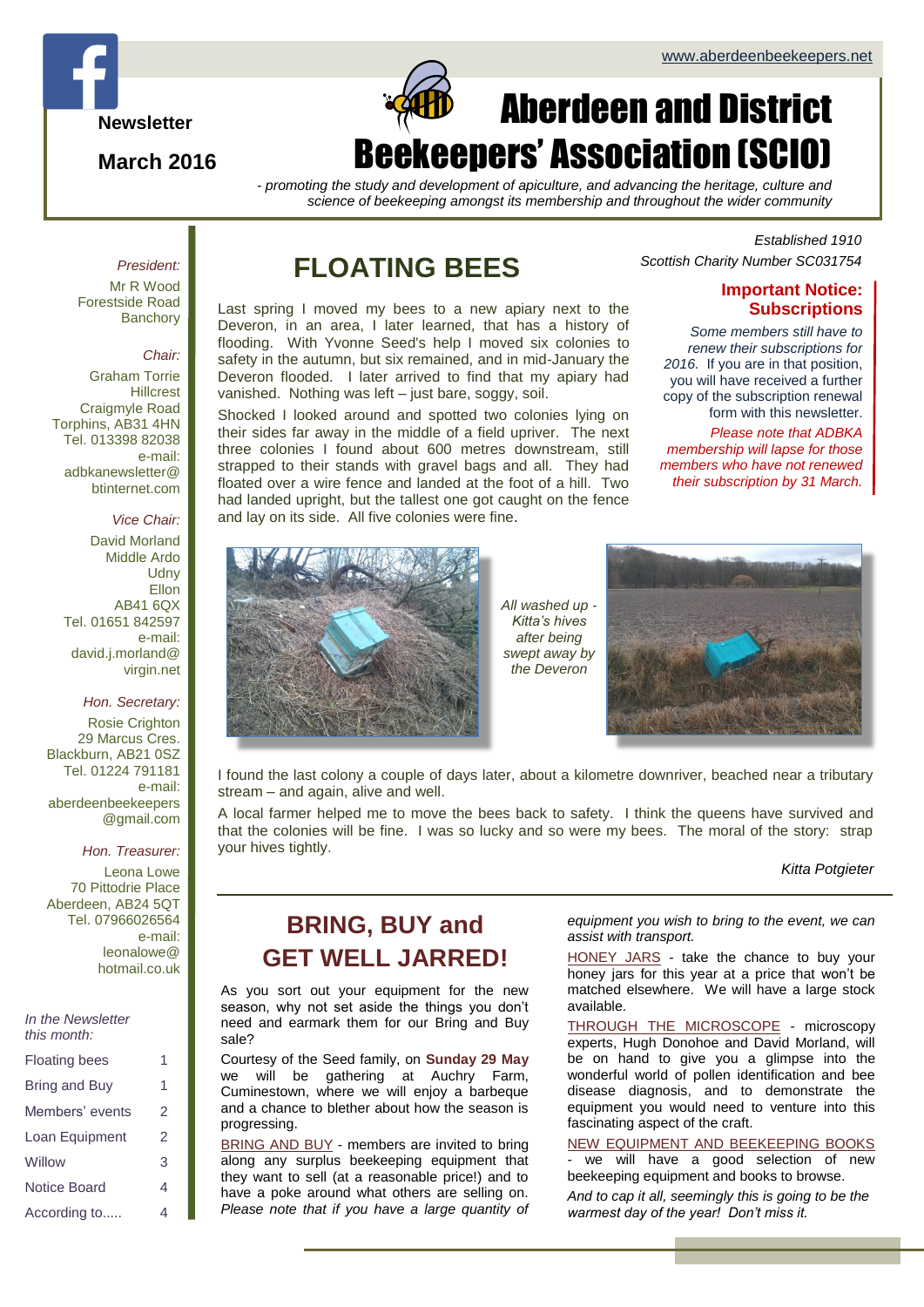www.aberdeenbeekeepers.net

**Newsletter**

**March 2016**

# Aberdeen and District Beekeepers' Association (SCIO)

*- promoting the study and development of apiculture, and advancing the heritage, culture and science of beekeeping amongst its membership and throughout the wider community*

*Established 1910*
*Scottish Charity Number SC031754*

*President:*
Mr R Wood
Forestside Road
Banchory

*Chair:*
Graham Torrie
Hillcrest
Craigmyle Road
Torphins, AB31 4HN
Tel. 013398 82038
e-mail:
adbkanewsletter@btinternet.com

*Vice Chair:*
David Morland
Middle Ardo
Udny
Ellon
AB41 6QX
Tel. 01651 842597
e-mail:
david.j.morland@virgin.net

*Hon. Secretary:*
Rosie Crighton
29 Marcus Cres.
Blackburn, AB21 0SZ
Tel. 01224 791181
e-mail:
aberdeenbeekeepers@gmail.com

*Hon. Treasurer:*
Leona Lowe
70 Pittodrie Place
Aberdeen, AB24 5QT
Tel. 07966026564
e-mail:
leonalowe@hotmail.co.uk

*In the Newsletter this month:*

| | |
|---|---|
| Floating bees | 1 |
| Bring and Buy | 1 |
| Members' events | 2 |
| Loan Equipment | 2 |
| Willow | 3 |
| Notice Board | 4 |
| According to..... | 4 |

## FLOATING BEES

Last spring I moved my bees to a new apiary next to the Deveron, in an area, I later learned, that has a history of flooding. With Yvonne Seed's help I moved six colonies to safety in the autumn, but six remained, and in mid-January the Deveron flooded. I later arrived to find that my apiary had vanished. Nothing was left – just bare, soggy, soil.

Shocked I looked around and spotted two colonies lying on their sides far away in the middle of a field upriver. The next three colonies I found about 600 metres downstream, still strapped to their stands with gravel bags and all. They had floated over a wire fence and landed at the foot of a hill. Two had landed upright, but the tallest one got caught on the fence and lay on its side. All five colonies were fine.

*All washed up - Kitta's hives after being swept away by the Deveron*

I found the last colony a couple of days later, about a kilometre downriver, beached near a tributary stream – and again, alive and well.

A local farmer helped me to move the bees back to safety. I think the queens have survived and that the colonies will be fine. I was so lucky and so were my bees. The moral of the story: strap your hives tightly.

*Kitta Potgieter*

### Important Notice: Subscriptions

*Some members still have to renew their subscriptions for 2016.* If you are in that position, you will have received a further copy of the subscription renewal form with this newsletter.

*Please note that ADBKA membership will lapse for those members who have not renewed their subscription by 31 March.*

## BRING, BUY and GET WELL JARRED!

As you sort out your equipment for the new season, why not set aside the things you don't need and earmark them for our Bring and Buy sale?

Courtesy of the Seed family, on **Sunday 29 May** we will be gathering at Auchry Farm, Cuminestown, where we will enjoy a barbeque and a chance to blether about how the season is progressing.

BRING AND BUY - members are invited to bring along any surplus beekeeping equipment that they want to sell (at a reasonable price!) and to have a poke around what others are selling on. *Please note that if you have a large quantity of equipment you wish to bring to the event, we can assist with transport.*

HONEY JARS - take the chance to buy your honey jars for this year at a price that won't be matched elsewhere. We will have a large stock available.

THROUGH THE MICROSCOPE - microscopy experts, Hugh Donohoe and David Morland, will be on hand to give you a glimpse into the wonderful world of pollen identification and bee disease diagnosis, and to demonstrate the equipment you would need to venture into this fascinating aspect of the craft.

NEW EQUIPMENT AND BEEKEEPING BOOKS - we will have a good selection of new beekeeping equipment and books to browse.

*And to cap it all, seemingly this is going to be the warmest day of the year! Don't miss it.*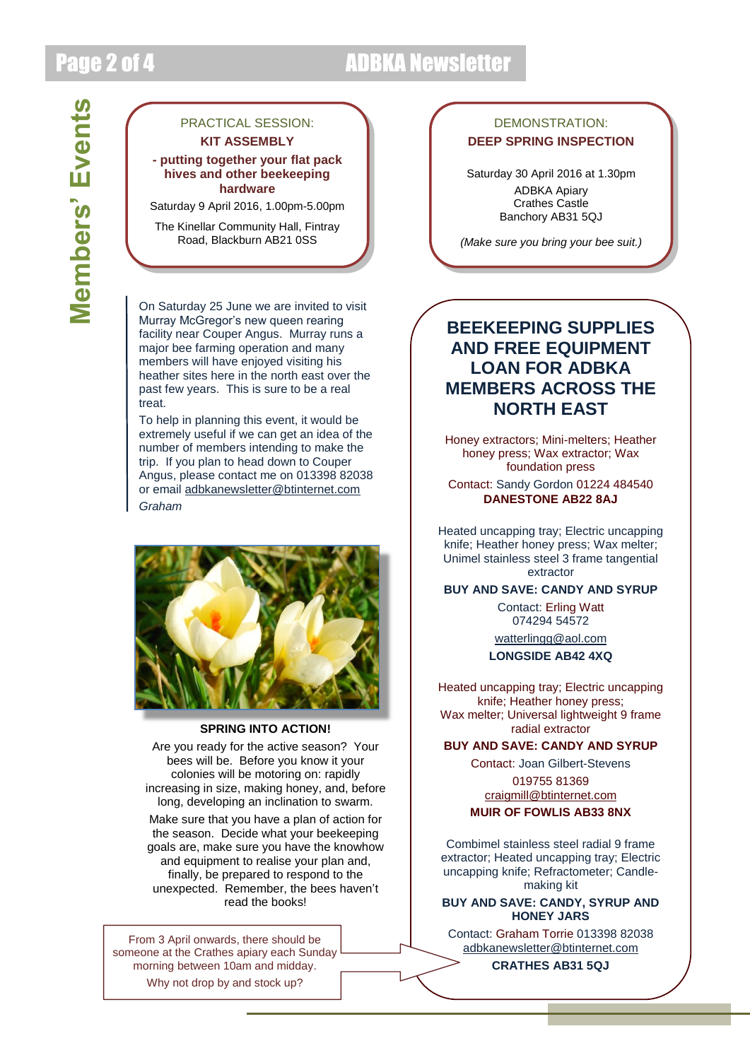## Members' Events

PRACTICAL SESSION:

**KIT ASSEMBLY**

**- putting together your flat pack hives and other beekeeping hardware**

Saturday 9 April 2016, 1.00pm-5.00pm

The Kinellar Community Hall, Fintray Road, Blackburn AB21 0SS

DEMONSTRATION:

**DEEP SPRING INSPECTION**

Saturday 30 April 2016 at 1.30pm

ADBKA Apiary
Crathes Castle
Banchory AB31 5QJ

*(Make sure you bring your bee suit.)*

On Saturday 25 June we are invited to visit Murray McGregor's new queen rearing facility near Couper Angus. Murray runs a major bee farming operation and many members will have enjoyed visiting his heather sites here in the north east over the past few years. This is sure to be a real treat.

To help in planning this event, it would be extremely useful if we can get an idea of the number of members intending to make the trip. If you plan to head down to Couper Angus, please contact me on 013398 82038 or email adbkanewsletter@btinternet.com

*Graham*

**SPRING INTO ACTION!**

Are you ready for the active season? Your bees will be. Before you know it your colonies will be motoring on: rapidly increasing in size, making honey, and, before long, developing an inclination to swarm.

Make sure that you have a plan of action for the season. Decide what your beekeeping goals are, make sure you have the knowhow and equipment to realise your plan and, finally, be prepared to respond to the unexpected. Remember, the bees haven't read the books!

From 3 April onwards, there should be someone at the Crathes apiary each Sunday morning between 10am and midday.
Why not drop by and stock up?

## BEEKEEPING SUPPLIES AND FREE EQUIPMENT LOAN FOR ADBKA MEMBERS ACROSS THE NORTH EAST

Honey extractors; Mini-melters; Heather honey press; Wax extractor; Wax foundation press

Contact: Sandy Gordon 01224 484540

**DANESTONE AB22 8AJ**

Heated uncapping tray; Electric uncapping knife; Heather honey press; Wax melter; Unimel stainless steel 3 frame tangential extractor

**BUY AND SAVE: CANDY AND SYRUP**

Contact: Erling Watt
074294 54572
watterlingg@aol.com

**LONGSIDE AB42 4XQ**

Heated uncapping tray; Electric uncapping knife; Heather honey press; Wax melter; Universal lightweight 9 frame radial extractor

**BUY AND SAVE: CANDY AND SYRUP**

Contact: Joan Gilbert-Stevens
019755 81369
craigmill@btinternet.com

**MUIR OF FOWLIS AB33 8NX**

Combimel stainless steel radial 9 frame extractor; Heated uncapping tray; Electric uncapping knife; Refractometer; Candle-making kit

**BUY AND SAVE: CANDY, SYRUP AND HONEY JARS**

Contact: Graham Torrie 013398 82038
adbkanewsletter@btinternet.com

**CRATHES AB31 5QJ**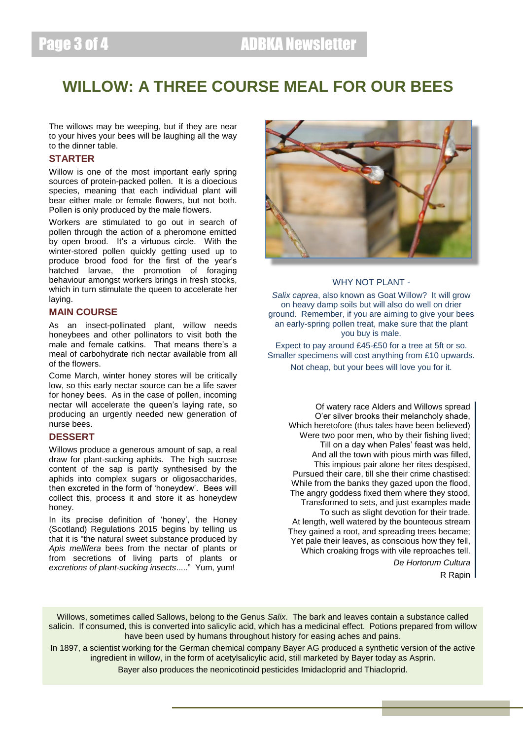# WILLOW: A THREE COURSE MEAL FOR OUR BEES

The willows may be weeping, but if they are near to your hives your bees will be laughing all the way to the dinner table.

## STARTER

Willow is one of the most important early spring sources of protein-packed pollen. It is a dioecious species, meaning that each individual plant will bear either male or female flowers, but not both. Pollen is only produced by the male flowers.

Workers are stimulated to go out in search of pollen through the action of a pheromone emitted by open brood. It's a virtuous circle. With the winter-stored pollen quickly getting used up to produce brood food for the first of the year's hatched larvae, the promotion of foraging behaviour amongst workers brings in fresh stocks, which in turn stimulate the queen to accelerate her laying.

## MAIN COURSE

As an insect-pollinated plant, willow needs honeybees and other pollinators to visit both the male and female catkins. That means there's a meal of carbohydrate rich nectar available from all of the flowers.

Come March, winter honey stores will be critically low, so this early nectar source can be a life saver for honey bees. As in the case of pollen, incoming nectar will accelerate the queen's laying rate, so producing an urgently needed new generation of nurse bees.

## DESSERT

Willows produce a generous amount of sap, a real draw for plant-sucking aphids. The high sucrose content of the sap is partly synthesised by the aphids into complex sugars or oligosaccharides, then excreted in the form of 'honeydew'. Bees will collect this, process it and store it as honeydew honey.

In its precise definition of 'honey', the Honey (Scotland) Regulations 2015 begins by telling us that it is "the natural sweet substance produced by *Apis mellifera* bees from the nectar of plants or from secretions of living parts of plants or *excretions of plant-sucking insects*....." Yum, yum!

WHY NOT PLANT -

*Salix caprea*, also known as Goat Willow? It will grow on heavy damp soils but will also do well on drier ground. Remember, if you are aiming to give your bees an early-spring pollen treat, make sure that the plant you buy is male.

Expect to pay around £45-£50 for a tree at 5ft or so. Smaller specimens will cost anything from £10 upwards.

Not cheap, but your bees will love you for it.

> Of watery race Alders and Willows spread
> O'er silver brooks their melancholy shade,
> Which heretofore (thus tales have been believed)
> Were two poor men, who by their fishing lived;
> Till on a day when Pales' feast was held,
> And all the town with pious mirth was filled,
> This impious pair alone her rites despised,
> Pursued their care, till she their crime chastised:
> While from the banks they gazed upon the flood,
> The angry goddess fixed them where they stood,
> Transformed to sets, and just examples made
> To such as slight devotion for their trade.
> At length, well watered by the bounteous stream
> They gained a root, and spreading trees became;
> Yet pale their leaves, as conscious how they fell,
> Which croaking frogs with vile reproaches tell.
>
> *De Hortorum Cultura*
>
> R Rapin

Willows, sometimes called Sallows, belong to the Genus *Salix*. The bark and leaves contain a substance called salicin. If consumed, this is converted into salicylic acid, which has a medicinal effect. Potions prepared from willow have been used by humans throughout history for easing aches and pains.

In 1897, a scientist working for the German chemical company Bayer AG produced a synthetic version of the active ingredient in willow, in the form of acetylsalicylic acid, still marketed by Bayer today as Asprin.

Bayer also produces the neonicotinoid pesticides Imidacloprid and Thiacloprid.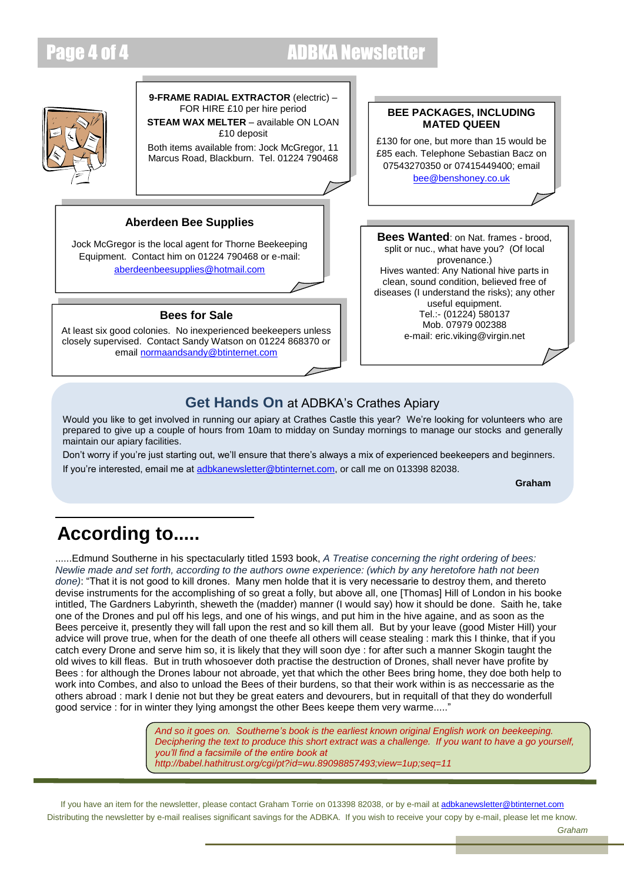**9-FRAME RADIAL EXTRACTOR** (electric) – FOR HIRE £10 per hire period

**STEAM WAX MELTER** – available ON LOAN £10 deposit

Both items available from: Jock McGregor, 11 Marcus Road, Blackburn. Tel. 01224 790468

**BEE PACKAGES, INCLUDING MATED QUEEN**

£130 for one, but more than 15 would be £85 each. Telephone Sebastian Bacz on 07543270350 or 07415449400; email bee@benshoney.co.uk

**Aberdeen Bee Supplies**

Jock McGregor is the local agent for Thorne Beekeeping Equipment. Contact him on 01224 790468 or e-mail: aberdeenbeesupplies@hotmail.com

**Bees Wanted**: on Nat. frames - brood, split or nuc., what have you? (Of local provenance.)
Hives wanted: Any National hive parts in clean, sound condition, believed free of diseases (I understand the risks); any other useful equipment.
Tel.:- (01224) 580137
Mob. 07979 002388
e-mail: eric.viking@virgin.net

**Bees for Sale**

At least six good colonies. No inexperienced beekeepers unless closely supervised. Contact Sandy Watson on 01224 868370 or email normaandsandy@btinternet.com

## Get Hands On at ADBKA's Crathes Apiary

Would you like to get involved in running our apiary at Crathes Castle this year? We're looking for volunteers who are prepared to give up a couple of hours from 10am to midday on Sunday mornings to manage our stocks and generally maintain our apiary facilities.

Don't worry if you're just starting out, we'll ensure that there's always a mix of experienced beekeepers and beginners.

If you're interested, email me at adbkanewsletter@btinternet.com, or call me on 013398 82038.

**Graham**

# According to.....

......Edmund Southerne in his spectacularly titled 1593 book, *A Treatise concerning the right ordering of bees: Newlie made and set forth, according to the authors owne experience: (which by any heretofore hath not been done)*: "That it is not good to kill drones. Many men holde that it is very necessarie to destroy them, and thereto devise instruments for the accomplishing of so great a folly, but above all, one [Thomas] Hill of London in his booke intitled, The Gardners Labyrinth, sheweth the (madder) manner (I would say) how it should be done. Saith he, take one of the Drones and pul off his legs, and one of his wings, and put him in the hive againe, and as soon as the Bees perceive it, presently they will fall upon the rest and so kill them all. But by your leave (good Mister Hill) your advice will prove true, when for the death of one theefe all others will cease stealing : mark this I thinke, that if you catch every Drone and serve him so, it is likely that they will soon dye : for after such a manner Skogin taught the old wives to kill fleas. But in truth whosoever doth practise the destruction of Drones, shall never have profite by Bees : for although the Drones labour not abroade, yet that which the other Bees bring home, they doe both help to work into Combes, and also to unload the Bees of their burdens, so that their work within is as neccessarie as the others abroad : mark I denie not but they be great eaters and devourers, but in requitall of that they do wonderfull good service : for in winter they lying amongst the other Bees keepe them very warme....."

*And so it goes on. Southerne's book is the earliest known original English work on beekeeping. Deciphering the text to produce this short extract was a challenge. If you want to have a go yourself, you'll find a facsimile of the entire book at http://babel.hathitrust.org/cgi/pt?id=wu.89098857493;view=1up;seq=11*

If you have an item for the newsletter, please contact Graham Torrie on 013398 82038, or by e-mail at adbkanewsletter@btinternet.com
Distributing the newsletter by e-mail realises significant savings for the ADBKA. If you wish to receive your copy by e-mail, please let me know.

*Graham*